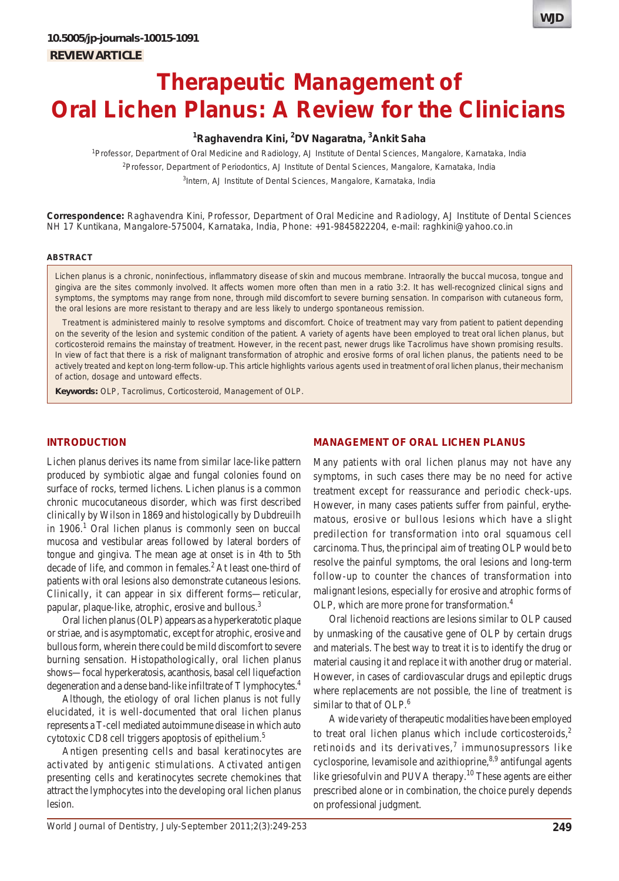10.5005/jp-journals-10015-1091

**REVIEW ARTICLE**

# Therapeutic Management of Oral Lichen Planus: A Review for the Clinicians

**[1]Raghavendra Kini, [2]DV Nagaratna, [3]Ankit Saha**

[1]Professor, Department of Oral Medicine and Radiology, AJ Institute of Dental Sciences, Mangalore, Karnataka, India

[2]Professor, Department of Periodontics, AJ Institute of Dental Sciences, Mangalore, Karnataka, India

[3]Intern, AJ Institute of Dental Sciences, Mangalore, Karnataka, India

**Correspondence:** Raghavendra Kini, Professor, Department of Oral Medicine and Radiology, AJ Institute of Dental Sciences NH 17 Kuntikana, Mangalore-575004, Karnataka, India, Phone: +91-9845822204, e-mail: raghkini@yahoo.co.in

## ABSTRACT

Lichen planus is a chronic, noninfectious, inflammatory disease of skin and mucous membrane. Intraorally the buccal mucosa, tongue and gingiva are the sites commonly involved. It affects women more often than men in a ratio 3:2. It has well-recognized clinical signs and symptoms, the symptoms may range from none, through mild discomfort to severe burning sensation. In comparison with cutaneous form, the oral lesions are more resistant to therapy and are less likely to undergo spontaneous remission.

Treatment is administered mainly to resolve symptoms and discomfort. Choice of treatment may vary from patient to patient depending on the severity of the lesion and systemic condition of the patient. A variety of agents have been employed to treat oral lichen planus, but corticosteroid remains the mainstay of treatment. However, in the recent past, newer drugs like Tacrolimus have shown promising results. In view of fact that there is a risk of malignant transformation of atrophic and erosive forms of oral lichen planus, the patients need to be actively treated and kept on long-term follow-up. This article highlights various agents used in treatment of oral lichen planus, their mechanism of action, dosage and untoward effects.

**Keywords:** OLP, Tacrolimus, Corticosteroid, Management of OLP.

## INTRODUCTION

Lichen planus derives its name from similar lace-like pattern produced by symbiotic algae and fungal colonies found on surface of rocks, termed lichens. Lichen planus is a common chronic mucocutaneous disorder, which was first described clinically by Wilson in 1869 and histologically by Dubdreuilh in 1906.[1] Oral lichen planus is commonly seen on buccal mucosa and vestibular areas followed by lateral borders of tongue and gingiva. The mean age at onset is in 4th to 5th decade of life, and common in females.[2] At least one-third of patients with oral lesions also demonstrate cutaneous lesions. Clinically, it can appear in six different forms—reticular, papular, plaque-like, atrophic, erosive and bullous.[3]

Oral lichen planus (OLP) appears as a hyperkeratotic plaque or striae, and is asymptomatic, except for atrophic, erosive and bullous form, wherein there could be mild discomfort to severe burning sensation. Histopathologically, oral lichen planus shows—focal hyperkeratosis, acanthosis, basal cell liquefaction degeneration and a dense band-like infiltrate of T lymphocytes.[4]

Although, the etiology of oral lichen planus is not fully elucidated, it is well-documented that oral lichen planus represents a T-cell mediated autoimmune disease in which auto cytotoxic CD8 cell triggers apoptosis of epithelium.[5]

Antigen presenting cells and basal keratinocytes are activated by antigenic stimulations. Activated antigen presenting cells and keratinocytes secrete chemokines that attract the lymphocytes into the developing oral lichen planus lesion.

## MANAGEMENT OF ORAL LICHEN PLANUS

Many patients with oral lichen planus may not have any symptoms, in such cases there may be no need for active treatment except for reassurance and periodic check-ups. However, in many cases patients suffer from painful, erythematous, erosive or bullous lesions which have a slight predilection for transformation into oral squamous cell carcinoma. Thus, the principal aim of treating OLP would be to resolve the painful symptoms, the oral lesions and long-term follow-up to counter the chances of transformation into malignant lesions, especially for erosive and atrophic forms of OLP, which are more prone for transformation.[4]

Oral lichenoid reactions are lesions similar to OLP caused by unmasking of the causative gene of OLP by certain drugs and materials. The best way to treat it is to identify the drug or material causing it and replace it with another drug or material. However, in cases of cardiovascular drugs and epileptic drugs where replacements are not possible, the line of treatment is similar to that of OLP.[6]

A wide variety of therapeutic modalities have been employed to treat oral lichen planus which include corticosteroids,[2] retinoids and its derivatives,[7] immunosupressors like cyclosporine, levamisole and azithioprine,[8,9] antifungal agents like griesofulvin and PUVA therapy.[10] These agents are either prescribed alone or in combination, the choice purely depends on professional judgment.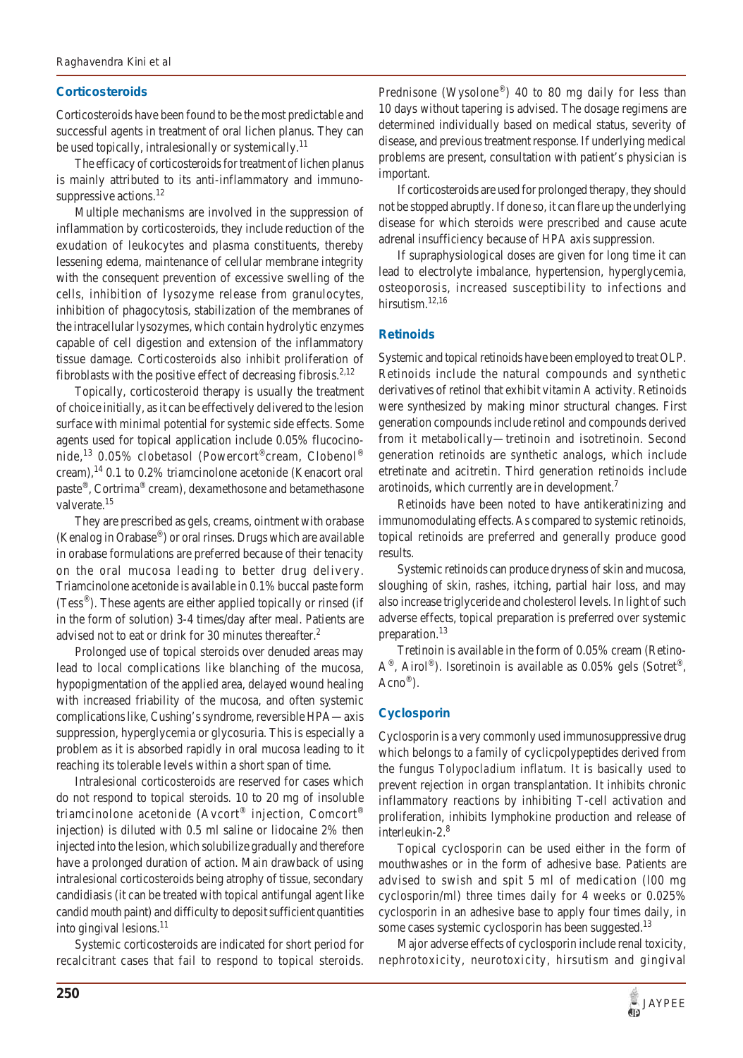### Corticosteroids

Corticosteroids have been found to be the most predictable and successful agents in treatment of oral lichen planus. They can be used topically, intralesionally or systemically.[11]

The efficacy of corticosteroids for treatment of lichen planus is mainly attributed to its anti-inflammatory and immunosuppressive actions.[12]

Multiple mechanisms are involved in the suppression of inflammation by corticosteroids, they include reduction of the exudation of leukocytes and plasma constituents, thereby lessening edema, maintenance of cellular membrane integrity with the consequent prevention of excessive swelling of the cells, inhibition of lysozyme release from granulocytes, inhibition of phagocytosis, stabilization of the membranes of the intracellular lysozymes, which contain hydrolytic enzymes capable of cell digestion and extension of the inflammatory tissue damage. Corticosteroids also inhibit proliferation of fibroblasts with the positive effect of decreasing fibrosis.[2,12]

Topically, corticosteroid therapy is usually the treatment of choice initially, as it can be effectively delivered to the lesion surface with minimal potential for systemic side effects. Some agents used for topical application include 0.05% flucocinonide,[13] 0.05% clobetasol (Powercort® cream, Clobenol® cream),[14] 0.1 to 0.2% triamcinolone acetonide (Kenacort oral paste®, Cortrima® cream), dexamethosone and betamethasone valverate.[15]

They are prescribed as gels, creams, ointment with orabase (Kenalog in Orabase®) or oral rinses. Drugs which are available in orabase formulations are preferred because of their tenacity on the oral mucosa leading to better drug delivery. Triamcinolone acetonide is available in 0.1% buccal paste form (Tess®). These agents are either applied topically or rinsed (if in the form of solution) 3-4 times/day after meal. Patients are advised not to eat or drink for 30 minutes thereafter.[2]

Prolonged use of topical steroids over denuded areas may lead to local complications like blanching of the mucosa, hypopigmentation of the applied area, delayed wound healing with increased friability of the mucosa, and often systemic complications like, Cushing's syndrome, reversible HPA—axis suppression, hyperglycemia or glycosuria. This is especially a problem as it is absorbed rapidly in oral mucosa leading to it reaching its tolerable levels within a short span of time.

Intralesional corticosteroids are reserved for cases which do not respond to topical steroids. 10 to 20 mg of insoluble triamcinolone acetonide (Avcort® injection, Comcort® injection) is diluted with 0.5 ml saline or lidocaine 2% then injected into the lesion, which solubilize gradually and therefore have a prolonged duration of action. Main drawback of using intralesional corticosteroids being atrophy of tissue, secondary candidiasis (it can be treated with topical antifungal agent like candid mouth paint) and difficulty to deposit sufficient quantities into gingival lesions.[11]

Systemic corticosteroids are indicated for short period for recalcitrant cases that fail to respond to topical steroids. Prednisone (Wysolone®) 40 to 80 mg daily for less than 10 days without tapering is advised. The dosage regimens are determined individually based on medical status, severity of disease, and previous treatment response. If underlying medical problems are present, consultation with patient's physician is important.

If corticosteroids are used for prolonged therapy, they should not be stopped abruptly. If done so, it can flare up the underlying disease for which steroids were prescribed and cause acute adrenal insufficiency because of HPA axis suppression.

If supraphysiological doses are given for long time it can lead to electrolyte imbalance, hypertension, hyperglycemia, osteoporosis, increased susceptibility to infections and hirsutism.[12,16]

### Retinoids

Systemic and topical retinoids have been employed to treat OLP. Retinoids include the natural compounds and synthetic derivatives of retinol that exhibit vitamin A activity. Retinoids were synthesized by making minor structural changes. First generation compounds include retinol and compounds derived from it metabolically—tretinoin and isotretinoin. Second generation retinoids are synthetic analogs, which include etretinate and acitretin. Third generation retinoids include arotinoids, which currently are in development.[7]

Retinoids have been noted to have antikeratinizing and immunomodulating effects. As compared to systemic retinoids, topical retinoids are preferred and generally produce good results.

Systemic retinoids can produce dryness of skin and mucosa, sloughing of skin, rashes, itching, partial hair loss, and may also increase triglyceride and cholesterol levels. In light of such adverse effects, topical preparation is preferred over systemic preparation.[13]

Tretinoin is available in the form of 0.05% cream (Retino-A®, Airol®). Isoretinoin is available as 0.05% gels (Sotret®, Acno®).

### Cyclosporin

Cyclosporin is a very commonly used immunosuppressive drug which belongs to a family of cyclicpolypeptides derived from the fungus *Tolypocladium inflatum*. It is basically used to prevent rejection in organ transplantation. It inhibits chronic inflammatory reactions by inhibiting T-cell activation and proliferation, inhibits lymphokine production and release of interleukin-2.[8]

Topical cyclosporin can be used either in the form of mouthwashes or in the form of adhesive base. Patients are advised to swish and spit 5 ml of medication (l00 mg cyclosporin/ml) three times daily for 4 weeks or 0.025% cyclosporin in an adhesive base to apply four times daily, in some cases systemic cyclosporin has been suggested.[13]

Major adverse effects of cyclosporin include renal toxicity, nephrotoxicity, neurotoxicity, hirsutism and gingival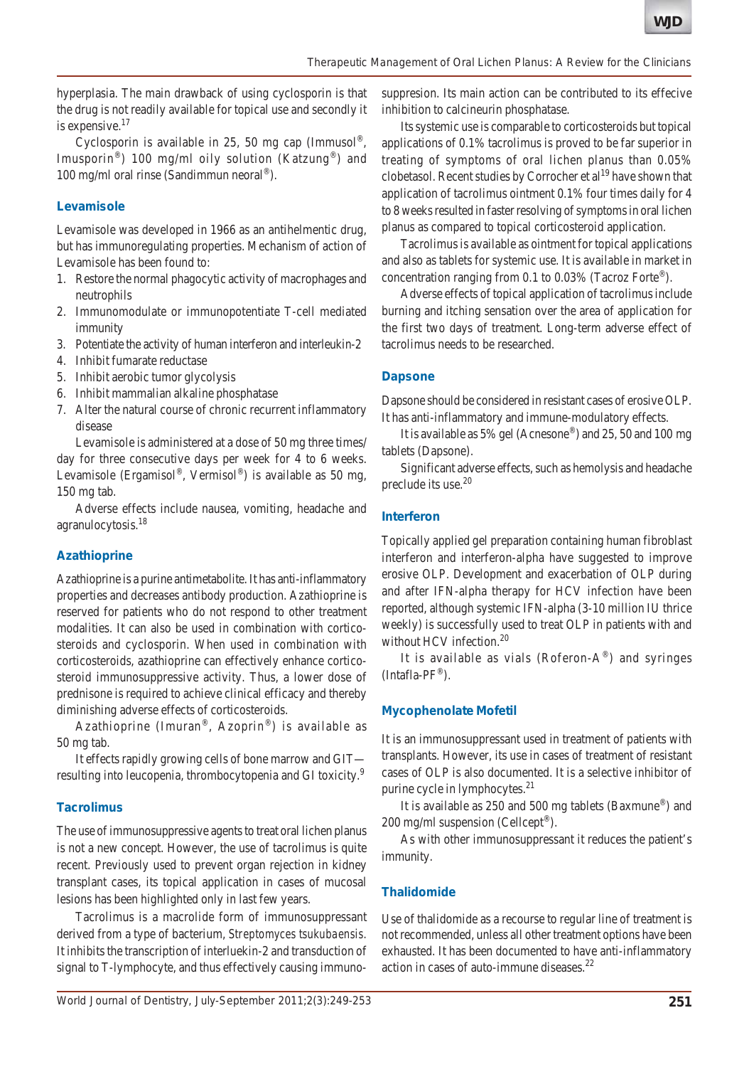hyperplasia. The main drawback of using cyclosporin is that the drug is not readily available for topical use and secondly it is expensive.[17]

Cyclosporin is available in 25, 50 mg cap (Immusol®, Imusporin®) 100 mg/ml oily solution (Katzung®) and 100 mg/ml oral rinse (Sandimmun neoral®).

### Levamisole

Levamisole was developed in 1966 as an antihelmentic drug, but has immunoregulating properties. Mechanism of action of Levamisole has been found to:

1. Restore the normal phagocytic activity of macrophages and neutrophils
2. Immunomodulate or immunopotentiate T-cell mediated immunity
3. Potentiate the activity of human interferon and interleukin-2
4. Inhibit fumarate reductase
5. Inhibit aerobic tumor glycolysis
6. Inhibit mammalian alkaline phosphatase
7. Alter the natural course of chronic recurrent inflammatory disease

Levamisole is administered at a dose of 50 mg three times/day for three consecutive days per week for 4 to 6 weeks. Levamisole (Ergamisol®, Vermisol®) is available as 50 mg, 150 mg tab.

Adverse effects include nausea, vomiting, headache and agranulocytosis.[18]

### Azathioprine

Azathioprine is a purine antimetabolite. It has anti-inflammatory properties and decreases antibody production. Azathioprine is reserved for patients who do not respond to other treatment modalities. It can also be used in combination with corticosteroids and cyclosporin. When used in combination with corticosteroids, azathioprine can effectively enhance corticosteroid immunosuppressive activity. Thus, a lower dose of prednisone is required to achieve clinical efficacy and thereby diminishing adverse effects of corticosteroids.

Azathioprine (Imuran®, Azoprin®) is available as 50 mg tab.

It effects rapidly growing cells of bone marrow and GIT—resulting into leucopenia, thrombocytopenia and GI toxicity.[9]

### Tacrolimus

The use of immunosuppressive agents to treat oral lichen planus is not a new concept. However, the use of tacrolimus is quite recent. Previously used to prevent organ rejection in kidney transplant cases, its topical application in cases of mucosal lesions has been highlighted only in last few years.

Tacrolimus is a macrolide form of immunosuppressant derived from a type of bacterium, *Streptomyces tsukubaensis*. It inhibits the transcription of interluekin-2 and transduction of signal to T-lymphocyte, and thus effectively causing immunosuppression. Its main action can be contributed to its effecive inhibition to calcineurin phosphatase.

Its systemic use is comparable to corticosteroids but topical applications of 0.1% tacrolimus is proved to be far superior in treating of symptoms of oral lichen planus than 0.05% clobetasol. Recent studies by Corrocher et al[19] have shown that application of tacrolimus ointment 0.1% four times daily for 4 to 8 weeks resulted in faster resolving of symptoms in oral lichen planus as compared to topical corticosteroid application.

Tacrolimus is available as ointment for topical applications and also as tablets for systemic use. It is available in market in concentration ranging from 0.1 to 0.03% (Tacroz Forte®).

Adverse effects of topical application of tacrolimus include burning and itching sensation over the area of application for the first two days of treatment. Long-term adverse effect of tacrolimus needs to be researched.

### Dapsone

Dapsone should be considered in resistant cases of erosive OLP. It has anti-inflammatory and immune-modulatory effects.

It is available as 5% gel (Acnesone®) and 25, 50 and 100 mg tablets (Dapsone).

Significant adverse effects, such as hemolysis and headache preclude its use.[20]

### Interferon

Topically applied gel preparation containing human fibroblast interferon and interferon-alpha have suggested to improve erosive OLP. Development and exacerbation of OLP during and after IFN-alpha therapy for HCV infection have been reported, although systemic IFN-alpha (3-10 million IU thrice weekly) is successfully used to treat OLP in patients with and without HCV infection.[20]

It is available as vials (Roferon-A®) and syringes (Intafla-PF®).

### Mycophenolate Mofetil

It is an immunosuppressant used in treatment of patients with transplants. However, its use in cases of treatment of resistant cases of OLP is also documented. It is a selective inhibitor of purine cycle in lymphocytes.[21]

It is available as 250 and 500 mg tablets (Baxmune®) and 200 mg/ml suspension (Cellcept®).

As with other immunosuppressant it reduces the patient's immunity.

### Thalidomide

Use of thalidomide as a recourse to regular line of treatment is not recommended, unless all other treatment options have been exhausted. It has been documented to have anti-inflammatory action in cases of auto-immune diseases.[22]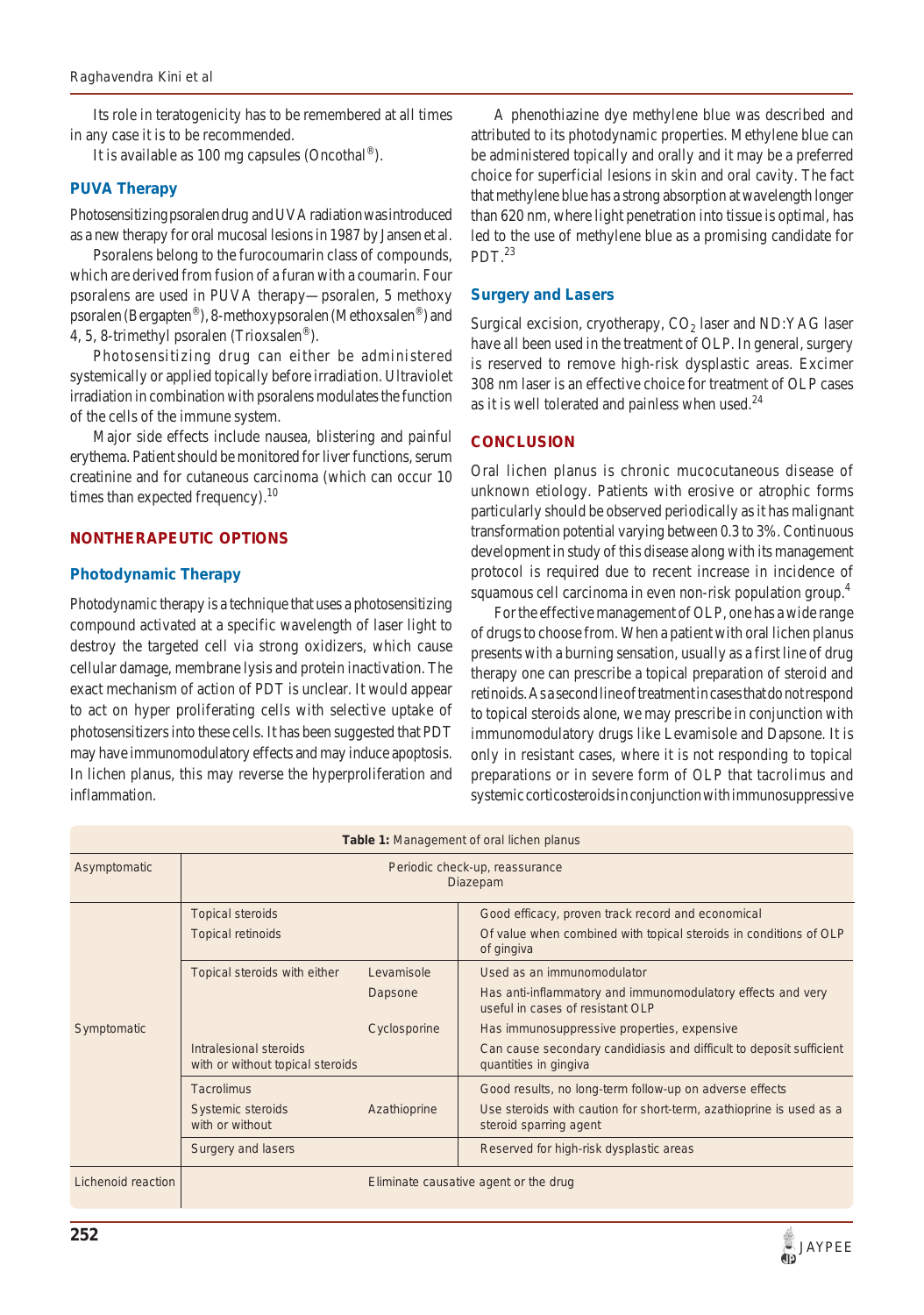Its role in teratogenicity has to be remembered at all times in any case it is to be recommended.

It is available as 100 mg capsules (Oncothal®).

### PUVA Therapy

Photosensitizing psoralen drug and UVA radiation was introduced as a new therapy for oral mucosal lesions in 1987 by Jansen et al.

Psoralens belong to the furocoumarin class of compounds, which are derived from fusion of a furan with a coumarin. Four psoralens are used in PUVA therapy—psoralen, 5 methoxy psoralen (Bergapten®), 8-methoxypsoralen (Methoxsalen®) and 4, 5, 8-trimethyl psoralen (Trioxsalen®).

Photosensitizing drug can either be administered systemically or applied topically before irradiation. Ultraviolet irradiation in combination with psoralens modulates the function of the cells of the immune system.

Major side effects include nausea, blistering and painful erythema. Patient should be monitored for liver functions, serum creatinine and for cutaneous carcinoma (which can occur 10 times than expected frequency).[10]

## NONTHERAPEUTIC OPTIONS

### Photodynamic Therapy

Photodynamic therapy is a technique that uses a photosensitizing compound activated at a specific wavelength of laser light to destroy the targeted cell via strong oxidizers, which cause cellular damage, membrane lysis and protein inactivation. The exact mechanism of action of PDT is unclear. It would appear to act on hyper proliferating cells with selective uptake of photosensitizers into these cells. It has been suggested that PDT may have immunomodulatory effects and may induce apoptosis. In lichen planus, this may reverse the hyperproliferation and inflammation.

A phenothiazine dye methylene blue was described and attributed to its photodynamic properties. Methylene blue can be administered topically and orally and it may be a preferred choice for superficial lesions in skin and oral cavity. The fact that methylene blue has a strong absorption at wavelength longer than 620 nm, where light penetration into tissue is optimal, has led to the use of methylene blue as a promising candidate for PDT.[23]

### Surgery and Lasers

Surgical excision, cryotherapy, $CO_2$ laser and ND:YAG laser have all been used in the treatment of OLP. In general, surgery is reserved to remove high-risk dysplastic areas. Excimer 308 nm laser is an effective choice for treatment of OLP cases as it is well tolerated and painless when used.[24]

## CONCLUSION

Oral lichen planus is chronic mucocutaneous disease of unknown etiology. Patients with erosive or atrophic forms particularly should be observed periodically as it has malignant transformation potential varying between 0.3 to 3%. Continuous development in study of this disease along with its management protocol is required due to recent increase in incidence of squamous cell carcinoma in even non-risk population group.[4]

For the effective management of OLP, one has a wide range of drugs to choose from. When a patient with oral lichen planus presents with a burning sensation, usually as a first line of drug therapy one can prescribe a topical preparation of steroid and retinoids. As a second line of treatment in cases that do not respond to topical steroids alone, we may prescribe in conjunction with immunomodulatory drugs like Levamisole and Dapsone. It is only in resistant cases, where it is not responding to topical preparations or in severe form of OLP that tacrolimus and systemic corticosteroids in conjunction with immunosuppressive

**Table 1:** Management of oral lichen planus

| | | | |
|---|---|---|---|
| Asymptomatic | Periodic check-up, reassurance<br>Diazepam | | |
| Symptomatic | Topical steroids | | Good efficacy, proven track record and economical |
| | Topical retinoids | | Of value when combined with topical steroids in conditions of OLP of gingiva |
| | Topical steroids with either | Levamisole | Used as an immunomodulator |
| | | Dapsone | Has anti-inflammatory and immunomodulatory effects and very useful in cases of resistant OLP |
| | | Cyclosporine | Has immunosuppressive properties, expensive |
| | Intralesional steroids with or without topical steroids | | Can cause secondary candidiasis and difficult to deposit sufficient quantities in gingiva |
| | Tacrolimus | | Good results, no long-term follow-up on adverse effects |
| | Systemic steroids with or without | Azathioprine | Use steroids with caution for short-term, azathioprine is used as a steroid sparring agent |
| | Surgery and lasers | | Reserved for high-risk dysplastic areas |
| Lichenoid reaction | Eliminate causative agent or the drug | | |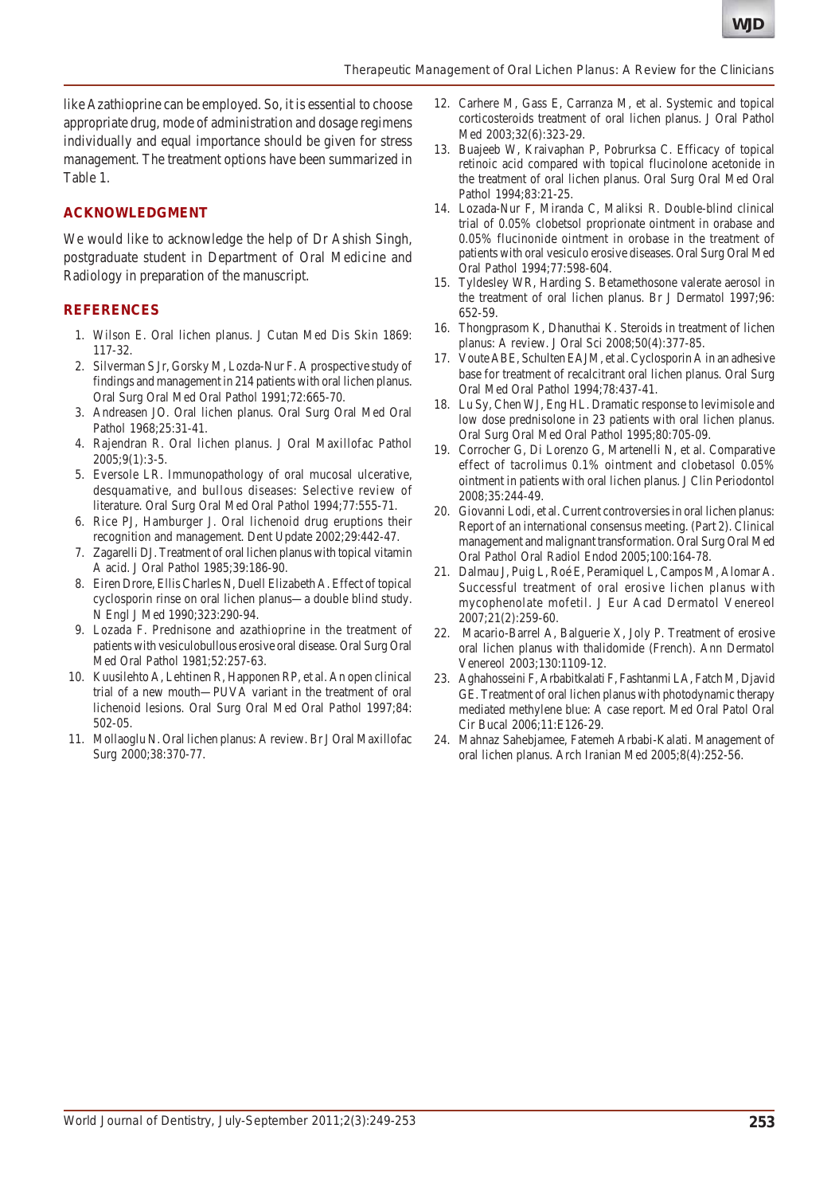like Azathioprine can be employed. So, it is essential to choose appropriate drug, mode of administration and dosage regimens individually and equal importance should be given for stress management. The treatment options have been summarized in Table 1.

## ACKNOWLEDGMENT

We would like to acknowledge the help of Dr Ashish Singh, postgraduate student in Department of Oral Medicine and Radiology in preparation of the manuscript.

## REFERENCES

1. Wilson E. Oral lichen planus. J Cutan Med Dis Skin 1869: 117-32.
2. Silverman S Jr, Gorsky M, Lozda-Nur F. A prospective study of findings and management in 214 patients with oral lichen planus. Oral Surg Oral Med Oral Pathol 1991;72:665-70.
3. Andreasen JO. Oral lichen planus. Oral Surg Oral Med Oral Pathol 1968;25:31-41.
4. Rajendran R. Oral lichen planus. J Oral Maxillofac Pathol 2005;9(1):3-5.
5. Eversole LR. Immunopathology of oral mucosal ulcerative, desquamative, and bullous diseases: Selective review of literature. Oral Surg Oral Med Oral Pathol 1994;77:555-71.
6. Rice PJ, Hamburger J. Oral lichenoid drug eruptions their recognition and management. Dent Update 2002;29:442-47.
7. Zagarelli DJ. Treatment of oral lichen planus with topical vitamin A acid. J Oral Pathol 1985;39:186-90.
8. Eiren Drore, Ellis Charles N, Duell Elizabeth A. Effect of topical cyclosporin rinse on oral lichen planus—a double blind study. N Engl J Med 1990;323:290-94.
9. Lozada F. Prednisone and azathioprine in the treatment of patients with vesiculobullous erosive oral disease. Oral Surg Oral Med Oral Pathol 1981;52:257-63.
10. Kuusilehto A, Lehtinen R, Happonen RP, et al. An open clinical trial of a new mouth—PUVA variant in the treatment of oral lichenoid lesions. Oral Surg Oral Med Oral Pathol 1997;84: 502-05.
11. Mollaoglu N. Oral lichen planus: A review. Br J Oral Maxillofac Surg 2000;38:370-77.
12. Carhere M, Gass E, Carranza M, et al. Systemic and topical corticosteroids treatment of oral lichen planus. J Oral Pathol Med 2003;32(6):323-29.
13. Buajeeb W, Kraivaphan P, Pobrurksa C. Efficacy of topical retinoic acid compared with topical flucinolone acetonide in the treatment of oral lichen planus. Oral Surg Oral Med Oral Pathol 1994;83:21-25.
14. Lozada-Nur F, Miranda C, Maliksi R. Double-blind clinical trial of 0.05% clobetsol proprionate ointment in orabase and 0.05% flucinonide ointment in orobase in the treatment of patients with oral vesiculo erosive diseases. Oral Surg Oral Med Oral Pathol 1994;77:598-604.
15. Tyldesley WR, Harding S. Betamethosone valerate aerosol in the treatment of oral lichen planus. Br J Dermatol 1997;96: 652-59.
16. Thongprasom K, Dhanuthai K. Steroids in treatment of lichen planus: A review. J Oral Sci 2008;50(4):377-85.
17. Voute ABE, Schulten EAJM, et al. Cyclosporin A in an adhesive base for treatment of recalcitrant oral lichen planus. Oral Surg Oral Med Oral Pathol 1994;78:437-41.
18. Lu Sy, Chen WJ, Eng HL. Dramatic response to levimisole and low dose prednisolone in 23 patients with oral lichen planus. Oral Surg Oral Med Oral Pathol 1995;80:705-09.
19. Corrocher G, Di Lorenzo G, Martenelli N, et al. Comparative effect of tacrolimus 0.1% ointment and clobetasol 0.05% ointment in patients with oral lichen planus. J Clin Periodontol 2008;35:244-49.
20. Giovanni Lodi, et al. Current controversies in oral lichen planus: Report of an international consensus meeting. (Part 2). Clinical management and malignant transformation. Oral Surg Oral Med Oral Pathol Oral Radiol Endod 2005;100:164-78.
21. Dalmau J, Puig L, RoéE, Peramiquel L, Campos M, Alomar A. Successful treatment of oral erosive lichen planus with mycophenolate mofetil. J Eur Acad Dermatol Venereol 2007;21(2):259-60.
22. Macario-Barrel A, Balguerie X, Joly P. Treatment of erosive oral lichen planus with thalidomide (French). Ann Dermatol Venereol 2003;130:1109-12.
23. Aghahosseini F, Arbabitkalati F, Fashtanmi LA, Fatch M, Djavid GE. Treatment of oral lichen planus with photodynamic therapy mediated methylene blue: A case report. Med Oral Patol Oral Cir Bucal 2006;11:E126-29.
24. Mahnaz Sahebjamee, Fatemeh Arbabi-Kalati. Management of oral lichen planus. Arch Iranian Med 2005;8(4):252-56.